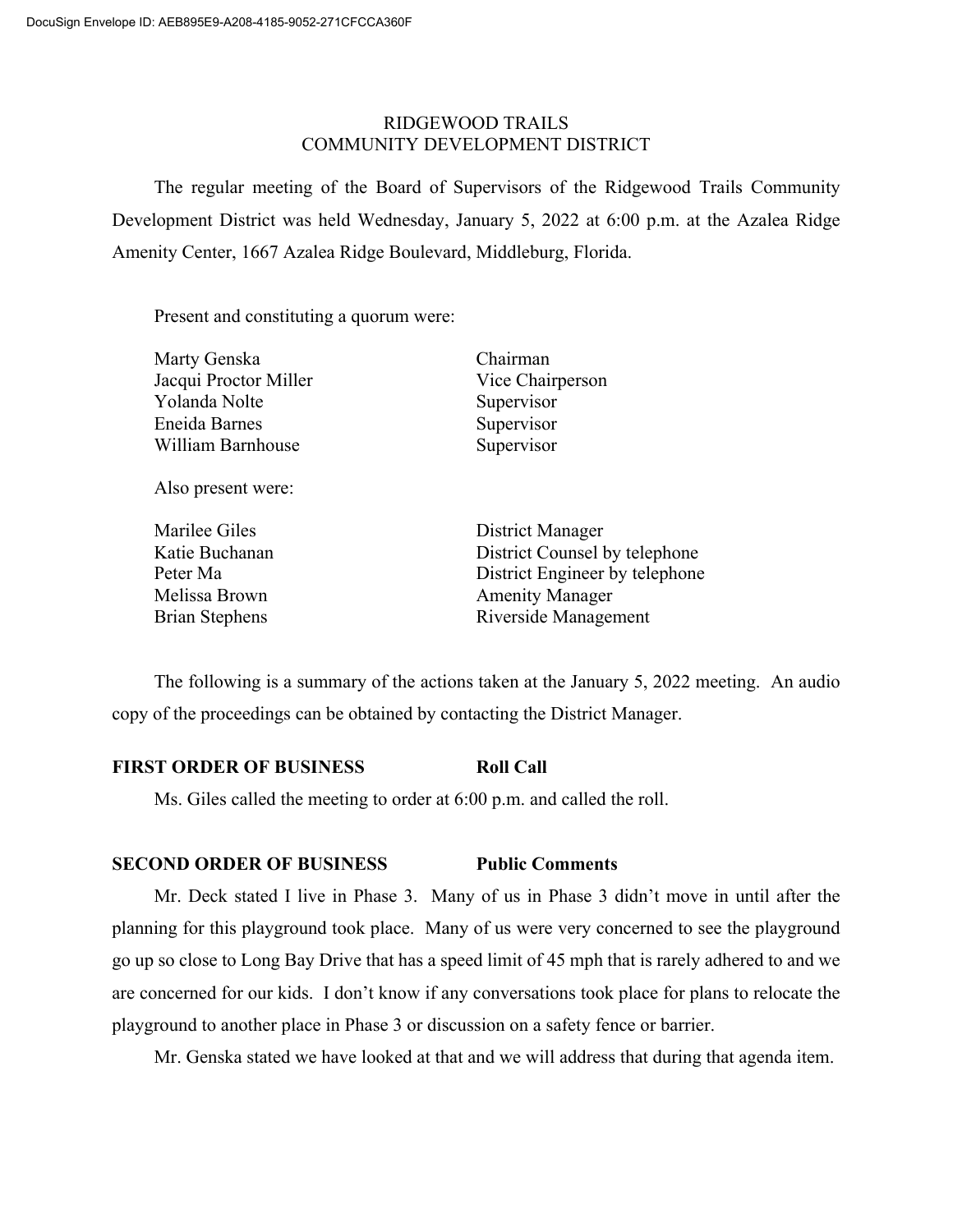DocuSign Envelope ID: AEB895E9-A208-4185-9052-271CFCCA360F

# RIDGEWOOD TRAILS
# COMMUNITY DEVELOPMENT DISTRICT

The regular meeting of the Board of Supervisors of the Ridgewood Trails Community Development District was held Wednesday, January 5, 2022 at 6:00 p.m. at the Azalea Ridge Amenity Center, 1667 Azalea Ridge Boulevard, Middleburg, Florida.

Present and constituting a quorum were:

| | |
|---|---|
| Marty Genska | Chairman |
| Jacqui Proctor Miller | Vice Chairperson |
| Yolanda Nolte | Supervisor |
| Eneida Barnes | Supervisor |
| William Barnhouse | Supervisor |

Also present were:

| | |
|---|---|
| Marilee Giles | District Manager |
| Katie Buchanan | District Counsel by telephone |
| Peter Ma | District Engineer by telephone |
| Melissa Brown | Amenity Manager |
| Brian Stephens | Riverside Management |

The following is a summary of the actions taken at the January 5, 2022 meeting. An audio copy of the proceedings can be obtained by contacting the District Manager.

**FIRST ORDER OF BUSINESS** **Roll Call**

Ms. Giles called the meeting to order at 6:00 p.m. and called the roll.

**SECOND ORDER OF BUSINESS** **Public Comments**

Mr. Deck stated I live in Phase 3. Many of us in Phase 3 didn't move in until after the planning for this playground took place. Many of us were very concerned to see the playground go up so close to Long Bay Drive that has a speed limit of 45 mph that is rarely adhered to and we are concerned for our kids. I don't know if any conversations took place for plans to relocate the playground to another place in Phase 3 or discussion on a safety fence or barrier.

Mr. Genska stated we have looked at that and we will address that during that agenda item.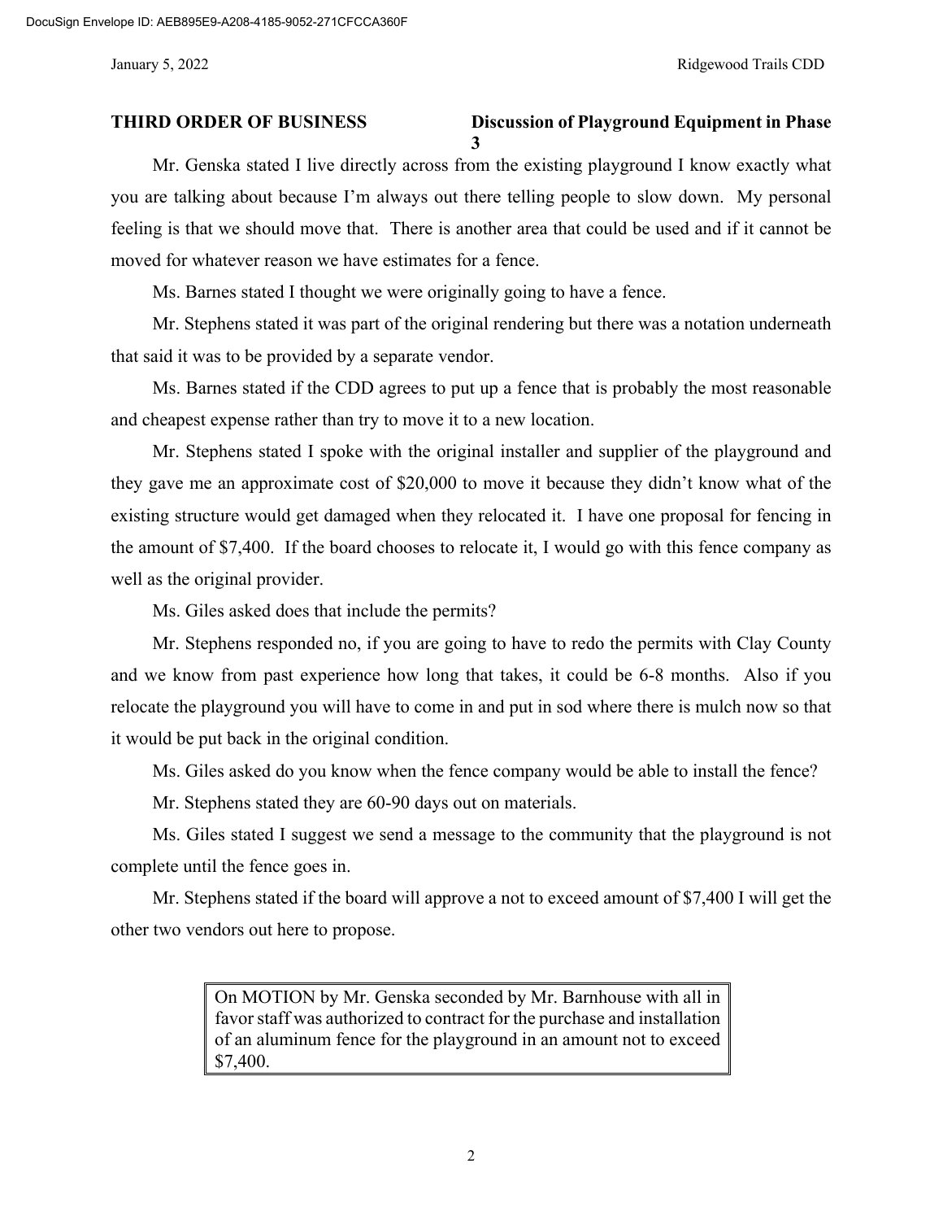**THIRD ORDER OF BUSINESS** **Discussion of Playground Equipment in Phase 3**

Mr. Genska stated I live directly across from the existing playground I know exactly what you are talking about because I'm always out there telling people to slow down. My personal feeling is that we should move that. There is another area that could be used and if it cannot be moved for whatever reason we have estimates for a fence.

Ms. Barnes stated I thought we were originally going to have a fence.

Mr. Stephens stated it was part of the original rendering but there was a notation underneath that said it was to be provided by a separate vendor.

Ms. Barnes stated if the CDD agrees to put up a fence that is probably the most reasonable and cheapest expense rather than try to move it to a new location.

Mr. Stephens stated I spoke with the original installer and supplier of the playground and they gave me an approximate cost of $20,000 to move it because they didn't know what of the existing structure would get damaged when they relocated it. I have one proposal for fencing in the amount of $7,400. If the board chooses to relocate it, I would go with this fence company as well as the original provider.

Ms. Giles asked does that include the permits?

Mr. Stephens responded no, if you are going to have to redo the permits with Clay County and we know from past experience how long that takes, it could be 6-8 months. Also if you relocate the playground you will have to come in and put in sod where there is mulch now so that it would be put back in the original condition.

Ms. Giles asked do you know when the fence company would be able to install the fence?

Mr. Stephens stated they are 60-90 days out on materials.

Ms. Giles stated I suggest we send a message to the community that the playground is not complete until the fence goes in.

Mr. Stephens stated if the board will approve a not to exceed amount of $7,400 I will get the other two vendors out here to propose.

> On MOTION by Mr. Genska seconded by Mr. Barnhouse with all in favor staff was authorized to contract for the purchase and installation of an aluminum fence for the playground in an amount not to exceed $7,400.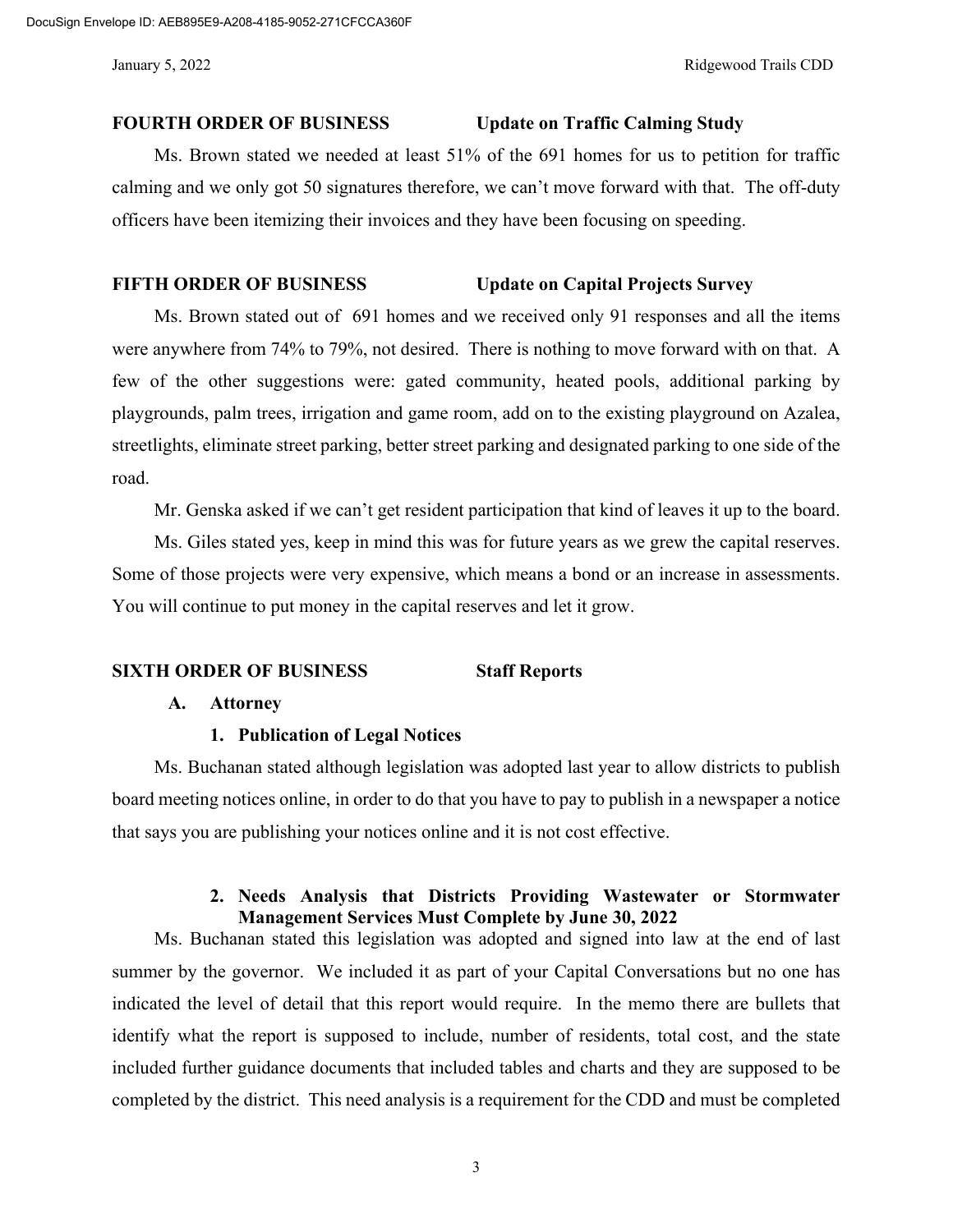**FOURTH ORDER OF BUSINESS    Update on Traffic Calming Study**

Ms. Brown stated we needed at least 51% of the 691 homes for us to petition for traffic calming and we only got 50 signatures therefore, we can't move forward with that. The off-duty officers have been itemizing their invoices and they have been focusing on speeding.

**FIFTH ORDER OF BUSINESS    Update on Capital Projects Survey**

Ms. Brown stated out of 691 homes and we received only 91 responses and all the items were anywhere from 74% to 79%, not desired. There is nothing to move forward with on that. A few of the other suggestions were: gated community, heated pools, additional parking by playgrounds, palm trees, irrigation and game room, add on to the existing playground on Azalea, streetlights, eliminate street parking, better street parking and designated parking to one side of the road.

Mr. Genska asked if we can't get resident participation that kind of leaves it up to the board.

Ms. Giles stated yes, keep in mind this was for future years as we grew the capital reserves. Some of those projects were very expensive, which means a bond or an increase in assessments. You will continue to put money in the capital reserves and let it grow.

**SIXTH ORDER OF BUSINESS    Staff Reports**

**A. Attorney**

**1. Publication of Legal Notices**

Ms. Buchanan stated although legislation was adopted last year to allow districts to publish board meeting notices online, in order to do that you have to pay to publish in a newspaper a notice that says you are publishing your notices online and it is not cost effective.

**2. Needs Analysis that Districts Providing Wastewater or Stormwater Management Services Must Complete by June 30, 2022**

Ms. Buchanan stated this legislation was adopted and signed into law at the end of last summer by the governor. We included it as part of your Capital Conversations but no one has indicated the level of detail that this report would require. In the memo there are bullets that identify what the report is supposed to include, number of residents, total cost, and the state included further guidance documents that included tables and charts and they are supposed to be completed by the district. This need analysis is a requirement for the CDD and must be completed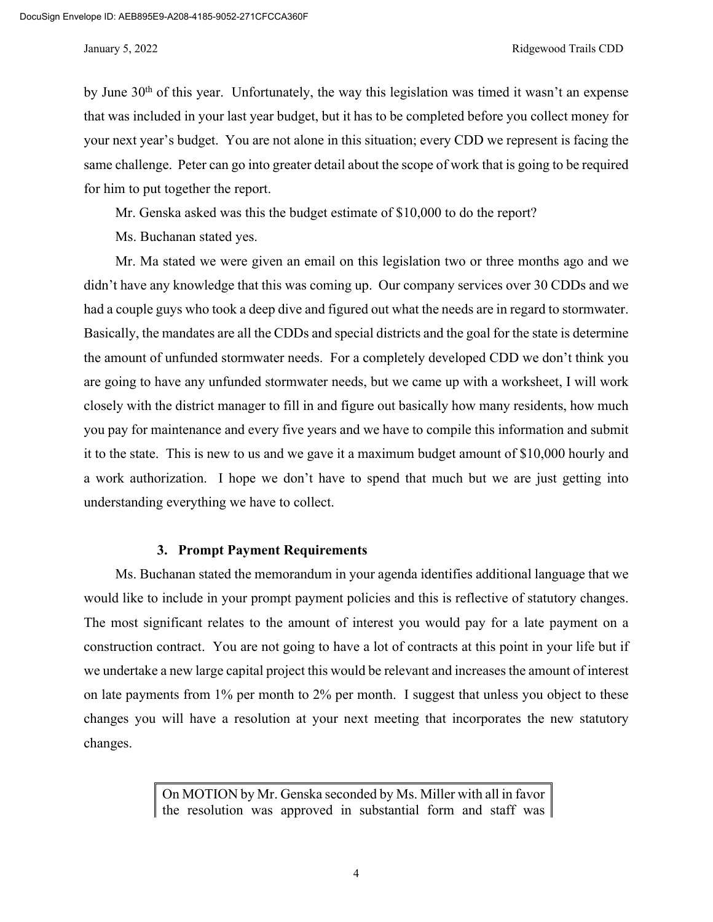by June 30th of this year. Unfortunately, the way this legislation was timed it wasn't an expense that was included in your last year budget, but it has to be completed before you collect money for your next year's budget. You are not alone in this situation; every CDD we represent is facing the same challenge. Peter can go into greater detail about the scope of work that is going to be required for him to put together the report.

Mr. Genska asked was this the budget estimate of $10,000 to do the report?

Ms. Buchanan stated yes.

Mr. Ma stated we were given an email on this legislation two or three months ago and we didn't have any knowledge that this was coming up. Our company services over 30 CDDs and we had a couple guys who took a deep dive and figured out what the needs are in regard to stormwater. Basically, the mandates are all the CDDs and special districts and the goal for the state is determine the amount of unfunded stormwater needs. For a completely developed CDD we don't think you are going to have any unfunded stormwater needs, but we came up with a worksheet, I will work closely with the district manager to fill in and figure out basically how many residents, how much you pay for maintenance and every five years and we have to compile this information and submit it to the state. This is new to us and we gave it a maximum budget amount of $10,000 hourly and a work authorization. I hope we don't have to spend that much but we are just getting into understanding everything we have to collect.

### 3. Prompt Payment Requirements

Ms. Buchanan stated the memorandum in your agenda identifies additional language that we would like to include in your prompt payment policies and this is reflective of statutory changes. The most significant relates to the amount of interest you would pay for a late payment on a construction contract. You are not going to have a lot of contracts at this point in your life but if we undertake a new large capital project this would be relevant and increases the amount of interest on late payments from 1% per month to 2% per month. I suggest that unless you object to these changes you will have a resolution at your next meeting that incorporates the new statutory changes.

| On MOTION by Mr. Genska seconded by Ms. Miller with all in favor the resolution was approved in substantial form and staff was |
|---|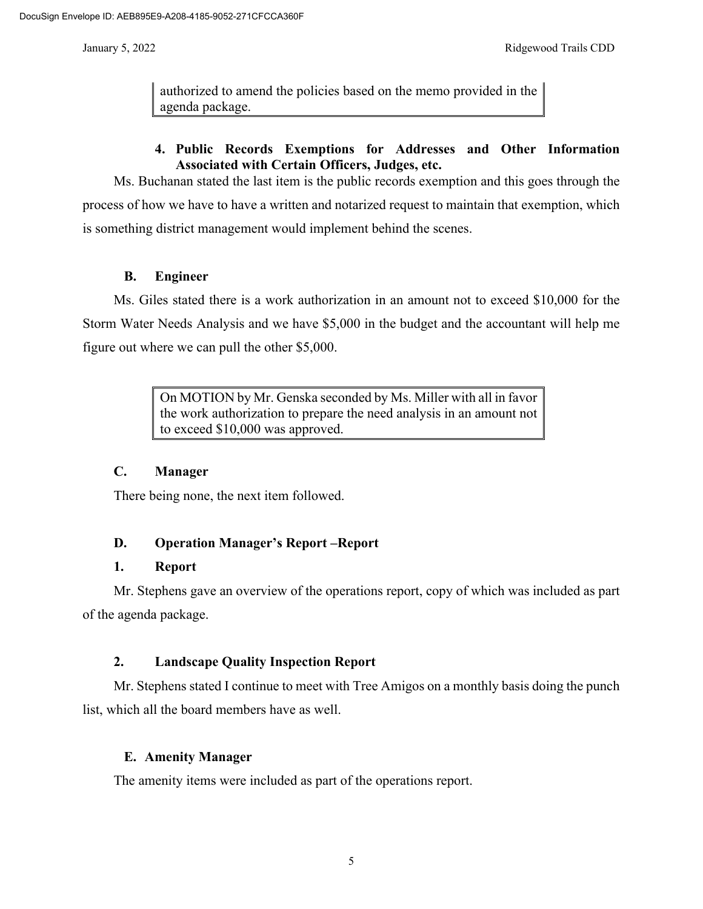authorized to amend the policies based on the memo provided in the agenda package.

**4. Public Records Exemptions for Addresses and Other Information Associated with Certain Officers, Judges, etc.**

Ms. Buchanan stated the last item is the public records exemption and this goes through the process of how we have to have a written and notarized request to maintain that exemption, which is something district management would implement behind the scenes.

**B. Engineer**

Ms. Giles stated there is a work authorization in an amount not to exceed $10,000 for the Storm Water Needs Analysis and we have $5,000 in the budget and the accountant will help me figure out where we can pull the other $5,000.

> On MOTION by Mr. Genska seconded by Ms. Miller with all in favor the work authorization to prepare the need analysis in an amount not to exceed $10,000 was approved.

**C. Manager**

There being none, the next item followed.

**D. Operation Manager's Report –Report**

**1. Report**

Mr. Stephens gave an overview of the operations report, copy of which was included as part of the agenda package.

**2. Landscape Quality Inspection Report**

Mr. Stephens stated I continue to meet with Tree Amigos on a monthly basis doing the punch list, which all the board members have as well.

**E. Amenity Manager**

The amenity items were included as part of the operations report.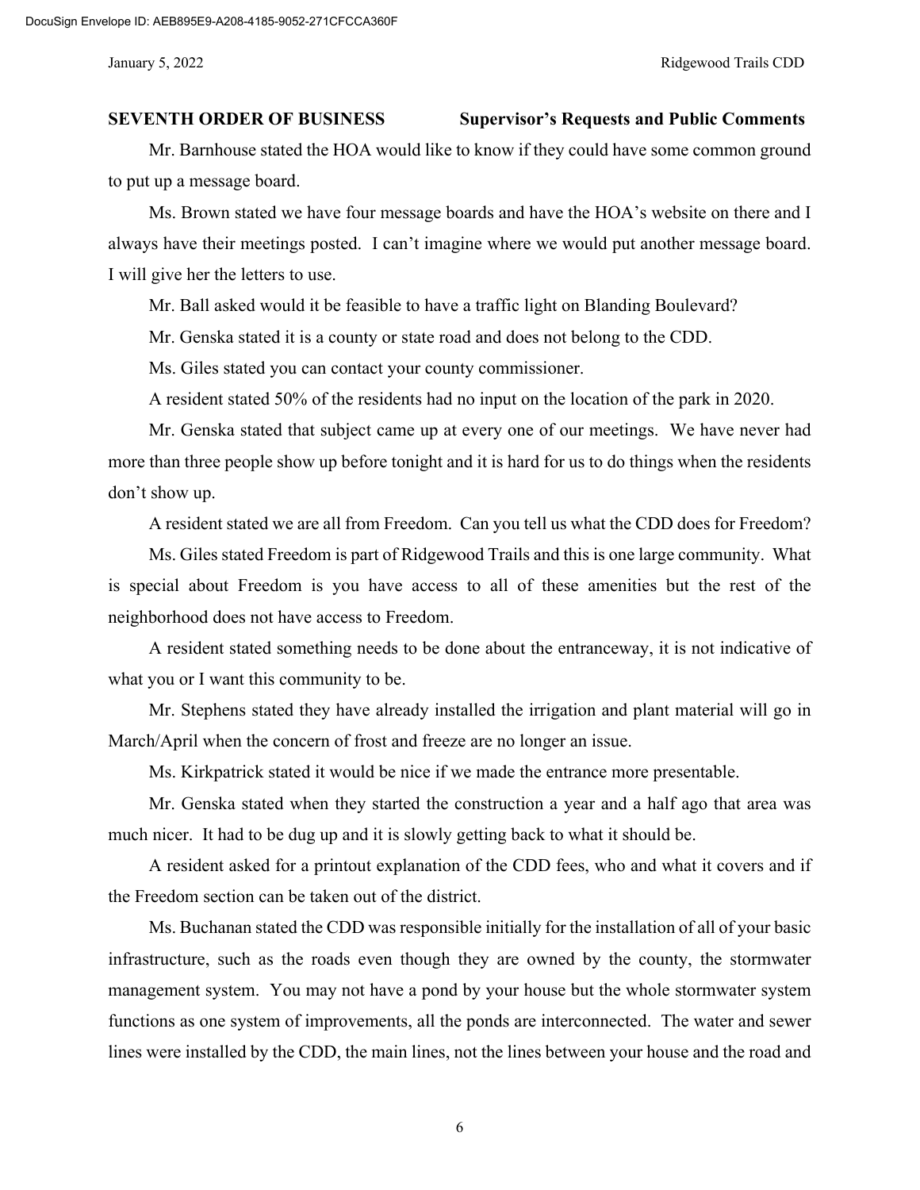**SEVENTH ORDER OF BUSINESS Supervisor's Requests and Public Comments**

Mr. Barnhouse stated the HOA would like to know if they could have some common ground to put up a message board.

Ms. Brown stated we have four message boards and have the HOA's website on there and I always have their meetings posted. I can't imagine where we would put another message board. I will give her the letters to use.

Mr. Ball asked would it be feasible to have a traffic light on Blanding Boulevard?

Mr. Genska stated it is a county or state road and does not belong to the CDD.

Ms. Giles stated you can contact your county commissioner.

A resident stated 50% of the residents had no input on the location of the park in 2020.

Mr. Genska stated that subject came up at every one of our meetings. We have never had more than three people show up before tonight and it is hard for us to do things when the residents don't show up.

A resident stated we are all from Freedom. Can you tell us what the CDD does for Freedom?

Ms. Giles stated Freedom is part of Ridgewood Trails and this is one large community. What is special about Freedom is you have access to all of these amenities but the rest of the neighborhood does not have access to Freedom.

A resident stated something needs to be done about the entranceway, it is not indicative of what you or I want this community to be.

Mr. Stephens stated they have already installed the irrigation and plant material will go in March/April when the concern of frost and freeze are no longer an issue.

Ms. Kirkpatrick stated it would be nice if we made the entrance more presentable.

Mr. Genska stated when they started the construction a year and a half ago that area was much nicer. It had to be dug up and it is slowly getting back to what it should be.

A resident asked for a printout explanation of the CDD fees, who and what it covers and if the Freedom section can be taken out of the district.

Ms. Buchanan stated the CDD was responsible initially for the installation of all of your basic infrastructure, such as the roads even though they are owned by the county, the stormwater management system. You may not have a pond by your house but the whole stormwater system functions as one system of improvements, all the ponds are interconnected. The water and sewer lines were installed by the CDD, the main lines, not the lines between your house and the road and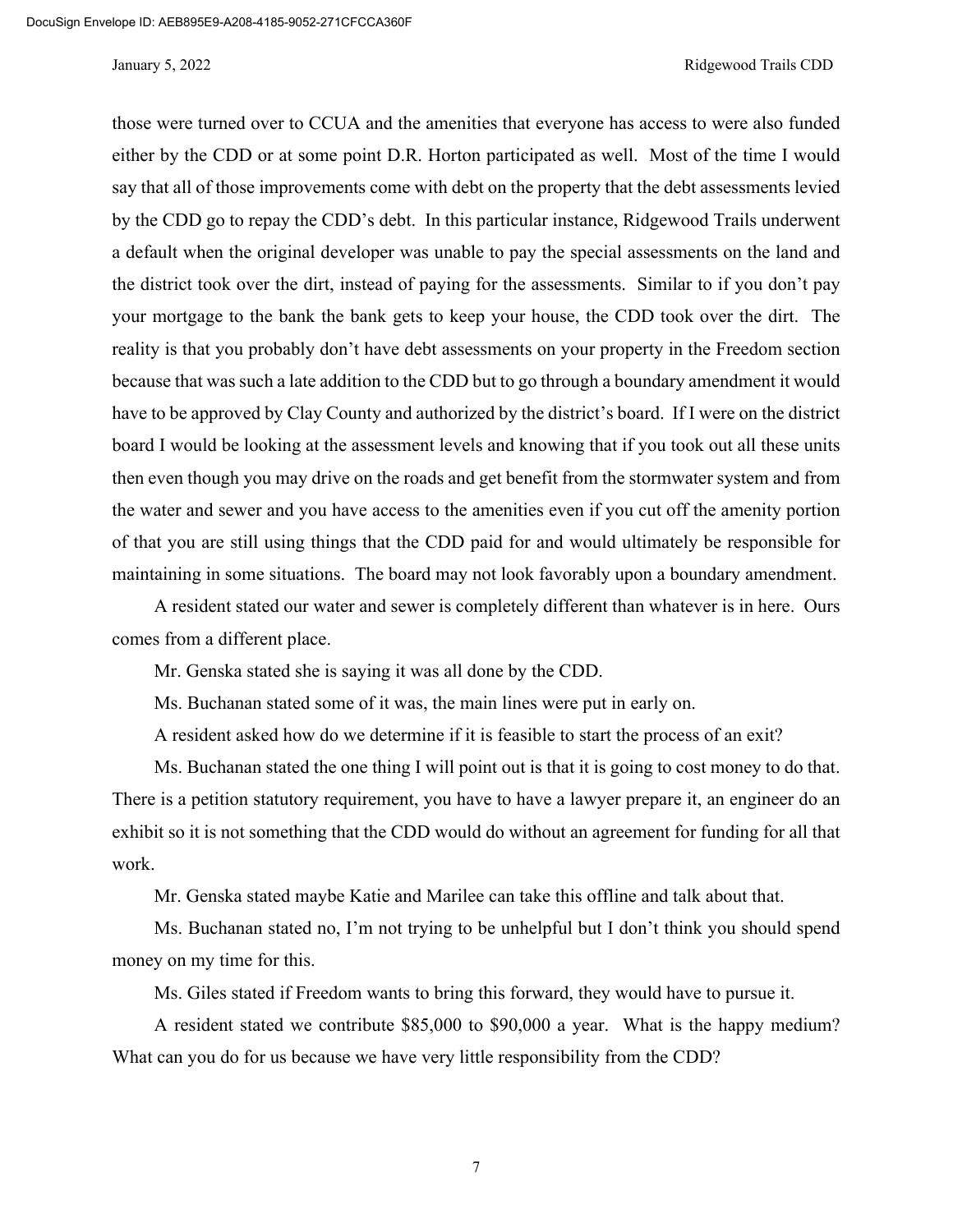those were turned over to CCUA and the amenities that everyone has access to were also funded either by the CDD or at some point D.R. Horton participated as well. Most of the time I would say that all of those improvements come with debt on the property that the debt assessments levied by the CDD go to repay the CDD's debt. In this particular instance, Ridgewood Trails underwent a default when the original developer was unable to pay the special assessments on the land and the district took over the dirt, instead of paying for the assessments. Similar to if you don't pay your mortgage to the bank the bank gets to keep your house, the CDD took over the dirt. The reality is that you probably don't have debt assessments on your property in the Freedom section because that was such a late addition to the CDD but to go through a boundary amendment it would have to be approved by Clay County and authorized by the district's board. If I were on the district board I would be looking at the assessment levels and knowing that if you took out all these units then even though you may drive on the roads and get benefit from the stormwater system and from the water and sewer and you have access to the amenities even if you cut off the amenity portion of that you are still using things that the CDD paid for and would ultimately be responsible for maintaining in some situations. The board may not look favorably upon a boundary amendment.

A resident stated our water and sewer is completely different than whatever is in here. Ours comes from a different place.

Mr. Genska stated she is saying it was all done by the CDD.

Ms. Buchanan stated some of it was, the main lines were put in early on.

A resident asked how do we determine if it is feasible to start the process of an exit?

Ms. Buchanan stated the one thing I will point out is that it is going to cost money to do that. There is a petition statutory requirement, you have to have a lawyer prepare it, an engineer do an exhibit so it is not something that the CDD would do without an agreement for funding for all that work.

Mr. Genska stated maybe Katie and Marilee can take this offline and talk about that.

Ms. Buchanan stated no, I'm not trying to be unhelpful but I don't think you should spend money on my time for this.

Ms. Giles stated if Freedom wants to bring this forward, they would have to pursue it.

A resident stated we contribute $85,000 to $90,000 a year. What is the happy medium? What can you do for us because we have very little responsibility from the CDD?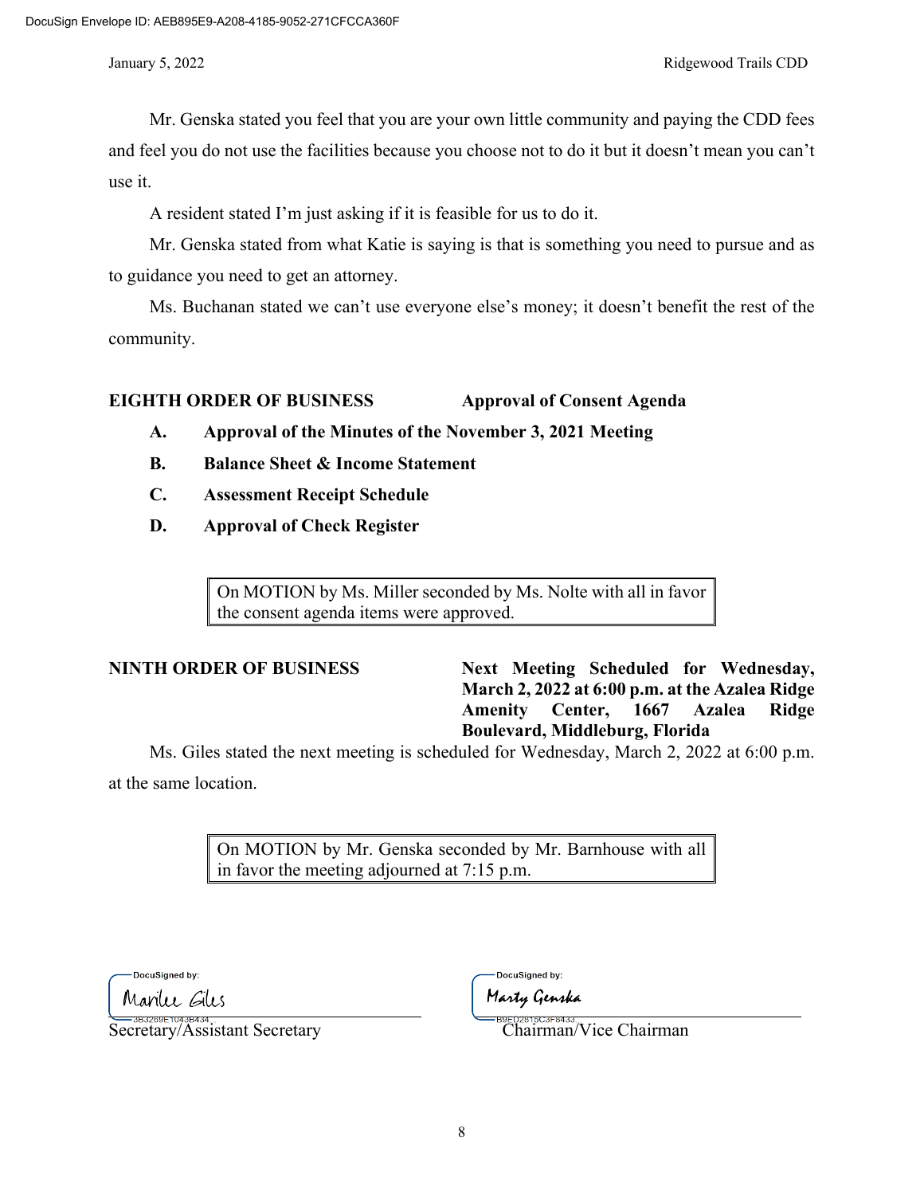Mr. Genska stated you feel that you are your own little community and paying the CDD fees and feel you do not use the facilities because you choose not to do it but it doesn't mean you can't use it.

A resident stated I'm just asking if it is feasible for us to do it.

Mr. Genska stated from what Katie is saying is that is something you need to pursue and as to guidance you need to get an attorney.

Ms. Buchanan stated we can't use everyone else's money; it doesn't benefit the rest of the community.

**EIGHTH ORDER OF BUSINESS Approval of Consent Agenda**

**A. Approval of the Minutes of the November 3, 2021 Meeting**

**B. Balance Sheet & Income Statement**

**C. Assessment Receipt Schedule**

**D. Approval of Check Register**

> On MOTION by Ms. Miller seconded by Ms. Nolte with all in favor the consent agenda items were approved.

**NINTH ORDER OF BUSINESS Next Meeting Scheduled for Wednesday, March 2, 2022 at 6:00 p.m. at the Azalea Ridge Amenity Center, 1667 Azalea Ridge Boulevard, Middleburg, Florida**

Ms. Giles stated the next meeting is scheduled for Wednesday, March 2, 2022 at 6:00 p.m. at the same location.

> On MOTION by Mr. Genska seconded by Mr. Barnhouse with all in favor the meeting adjourned at 7:15 p.m.

DocuSigned by:
Marilee Giles
3B3269E1043B434
Secretary/Assistant Secretary

DocuSigned by:
Marty Genska
B9ED2815C3F8433
Chairman/Vice Chairman